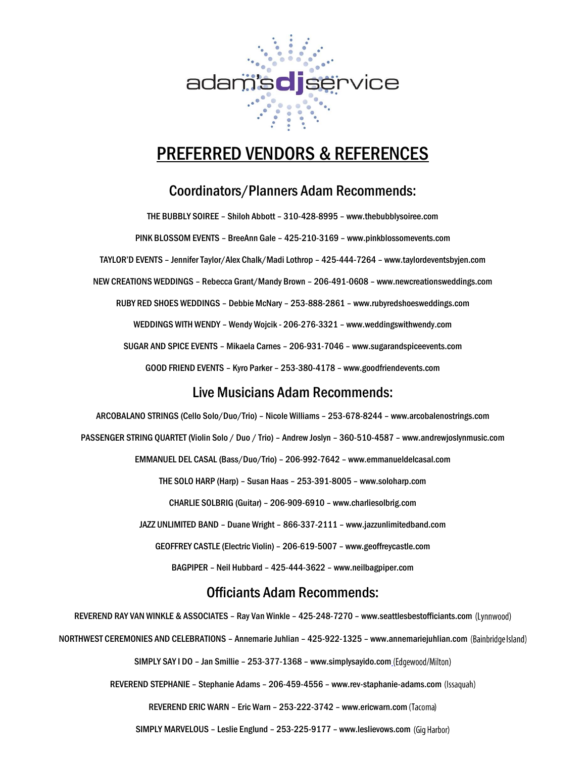adam's**dj**service

# PREFERRED VENDORS & REFERENCES

## Coordinators/Planners Adam Recommends:

THE BUBBLY SOIREE – Shiloh Abbott – 310-428-8995 – www.thebubblysoiree.com

PINK BLOSSOM EVENTS – BreeAnn Gale – 425-210-3169 – www.pinkblossomevents.com

TAYLOR'D EVENTS – Jennifer Taylor/Alex Chalk/Madi Lothrop – 425-444-7264 – www.taylordeventsbyjen.com

NEW CREATIONS WEDDINGS – Rebecca Grant/Mandy Brown – 206-491-0608 – www.newcreationsweddings.com

RUBY RED SHOES WEDDINGS – Debbie McNary – 253-888-2861 – www.rubyredshoesweddings.com

WEDDINGS WITH WENDY – Wendy Wojcik - 206-276-3321 – www.weddingswithwendy.com

SUGAR AND SPICE EVENTS – Mikaela Carnes – 206-931-7046 – www.sugarandspiceevents.com

GOOD FRIEND EVENTS – Kyro Parker – 253-380-4178 – www.goodfriendevents.com

## Live Musicians Adam Recommends:

ARCOBALANO STRINGS (Cello Solo/Duo/Trio) – Nicole Williams – 253-678-8244 – www.arcobalenostrings.com

PASSENGER STRING QUARTET (Violin Solo / Duo / Trio) – Andrew Joslyn – 360-510-4587 – www.andrewjoslynmusic.com

EMMANUEL DEL CASAL (Bass/Duo/Trio) – 206-992-7642 – www.emmanueldelcasal.com

THE SOLO HARP (Harp) – Susan Haas – 253-391-8005 – www.soloharp.com

CHARLIE SOLBRIG (Guitar) – 206-909-6910 – www.charliesolbrig.com

JAZZ UNLIMITED BAND – Duane Wright – 866-337-2111 – www.jazzunlimitedband.com

GEOFFREY CASTLE (Electric Violin) – 206-619-5007 – www.geoffreycastle.com

BAGPIPER – Neil Hubbard – 425-444-3622 – www.neilbagpiper.com

## Officiants Adam Recommends:

REVEREND RAY VAN WINKLE & ASSOCIATES – Ray Van Winkle – 425-248-7270 – www.seattlesbestofficiants.com (Lynnwood)

NORTHWEST CEREMONIES AND CELEBRATIONS – Annemarie Juhlian – 425-922-1325 – www.annemariejuhlian.com (Bainbridge Island)

SIMPLY SAY I DO – Jan Smillie – 253-377-1368 – www.simplysayido.com (Edgewood/Milton)

REVEREND STEPHANIE – Stephanie Adams – 206-459-4556 – www.rev-staphanie-adams.com (Issaquah)

REVEREND ERIC WARN – Eric Warn – 253-222-3742 – www.ericwarn.com (Tacoma)

SIMPLY MARVELOUS – Leslie Englund – 253-225-9177 – www.leslievows.com (Gig Harbor)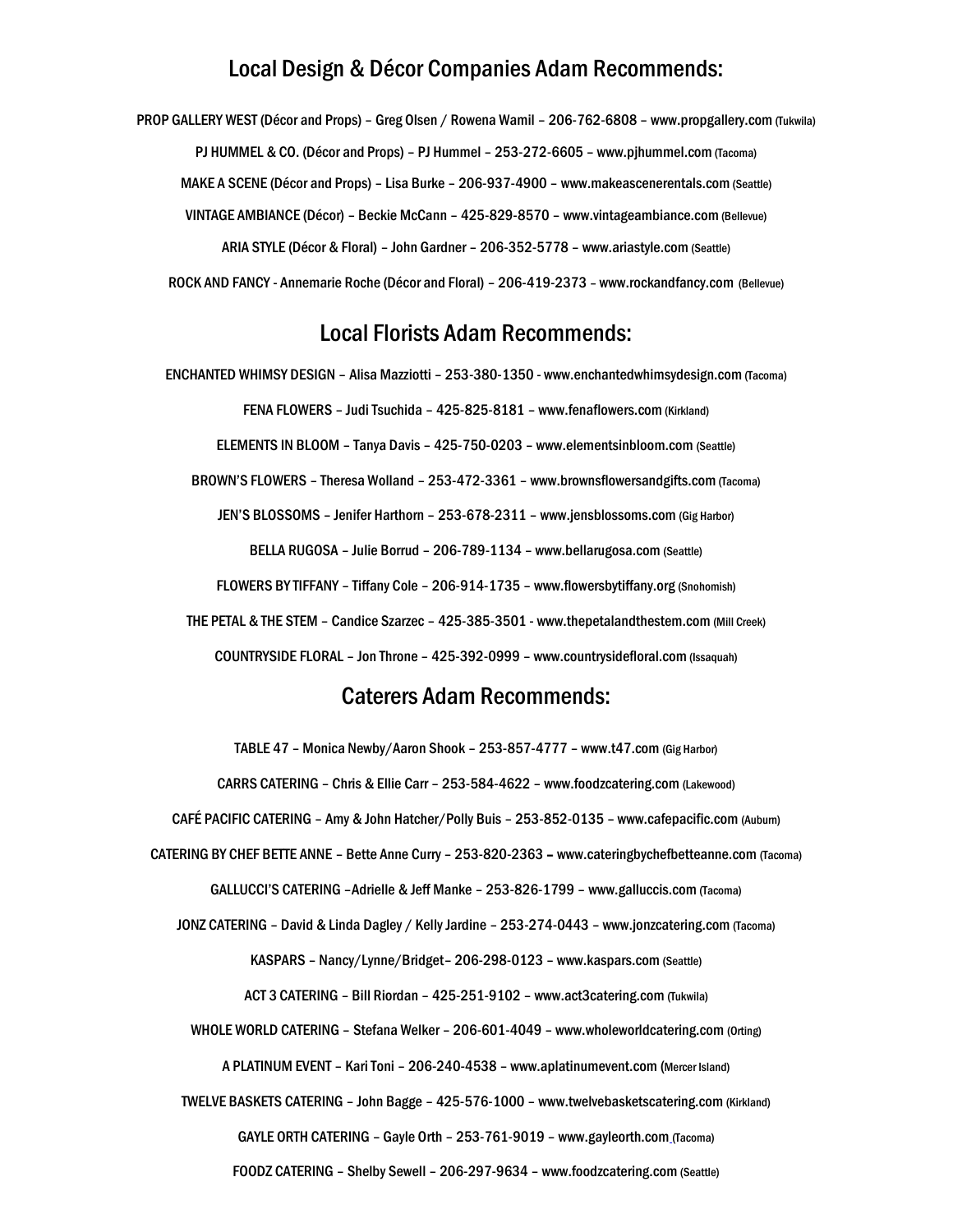## Local Design & Décor Companies Adam Recommends:

PROP GALLERY WEST (Décor and Props) – Greg Olsen / Rowena Wamil – 206-762-6808 – www.propgallery.com (Tukwila)

PJ HUMMEL & CO. (Décor and Props) – PJ Hummel – 253-272-6605 – www.pjhummel.com (Tacoma)

MAKE A SCENE (Décor and Props) – Lisa Burke – 206-937-4900 – www.makeascenerentals.com (Seattle)

VINTAGE AMBIANCE (Décor) – Beckie McCann – 425-829-8570 – www.vintageambiance.com (Bellevue)

ARIA STYLE (Décor & Floral) – John Gardner – 206-352-5778 – www.ariastyle.com (Seattle)

ROCK AND FANCY - Annemarie Roche (Décor and Floral) – 206-419-2373 – www.rockandfancy.com (Bellevue)

## Local Florists Adam Recommends:

ENCHANTED WHIMSY DESIGN – Alisa Mazziotti – 253-380-1350 - www.enchantedwhimsydesign.com (Tacoma)

FENA FLOWERS – Judi Tsuchida – 425-825-8181 – www.fenaflowers.com (Kirkland)

ELEMENTS IN BLOOM – Tanya Davis – 425-750-0203 – www.elementsinbloom.com (Seattle)

BROWN'S FLOWERS – Theresa Wolland – 253-472-3361 – www.brownsflowersandgifts.com (Tacoma)

JEN'S BLOSSOMS – Jenifer Harthorn – 253-678-2311 – www.jensblossoms.com (Gig Harbor)

BELLA RUGOSA – Julie Borrud – 206-789-1134 – www.bellarugosa.com (Seattle)

FLOWERS BY TIFFANY – Tiffany Cole – 206-914-1735 – www.flowersbytiffany.org (Snohomish)

THE PETAL & THE STEM – Candice Szarzec – 425-385-3501 - www.thepetalandthestem.com (Mill Creek)

COUNTRYSIDE FLORAL – Jon Throne – 425-392-0999 – www.countrysidefloral.com (Issaquah)

## Caterers Adam Recommends:

TABLE 47 – Monica Newby/Aaron Shook – 253-857-4777 – www.t47.com (Gig Harbor)

CARRS CATERING – Chris & Ellie Carr – 253-584-4622 – www.foodzcatering.com (Lakewood)

CAFÉ PACIFIC CATERING – Amy & John Hatcher/Polly Buis – 253-852-0135 – www.cafepacific.com (Auburn)

CATERING BY CHEF BETTE ANNE – Bette Anne Curry – 253-820-2363 – www.cateringbychefbetteanne.com (Tacoma)

GALLUCCI'S CATERING –Adrielle & Jeff Manke – 253-826-1799 – www.galluccis.com (Tacoma)

JONZ CATERING – David & Linda Dagley / Kelly Jardine – 253-274-0443 – www.jonzcatering.com (Tacoma)

KASPARS – Nancy/Lynne/Bridget– 206-298-0123 – www.kaspars.com (Seattle)

ACT 3 CATERING – Bill Riordan – 425-251-9102 – www.act3catering.com (Tukwila)

WHOLE WORLD CATERING – Stefana Welker – 206-601-4049 – www.wholeworldcatering.com (Orting)

A PLATINUM EVENT – Kari Toni – 206-240-4538 – www.aplatinumevent.com (Mercer Island)

TWELVE BASKETS CATERING – John Bagge – 425-576-1000 – www.twelvebasketscatering.com (Kirkland)

GAYLE ORTH CATERING – Gayle Orth – 253-761-9019 – www.gayleorth.com (Tacoma)

FOODZ CATERING – Shelby Sewell – 206-297-9634 – www.foodzcatering.com (Seattle)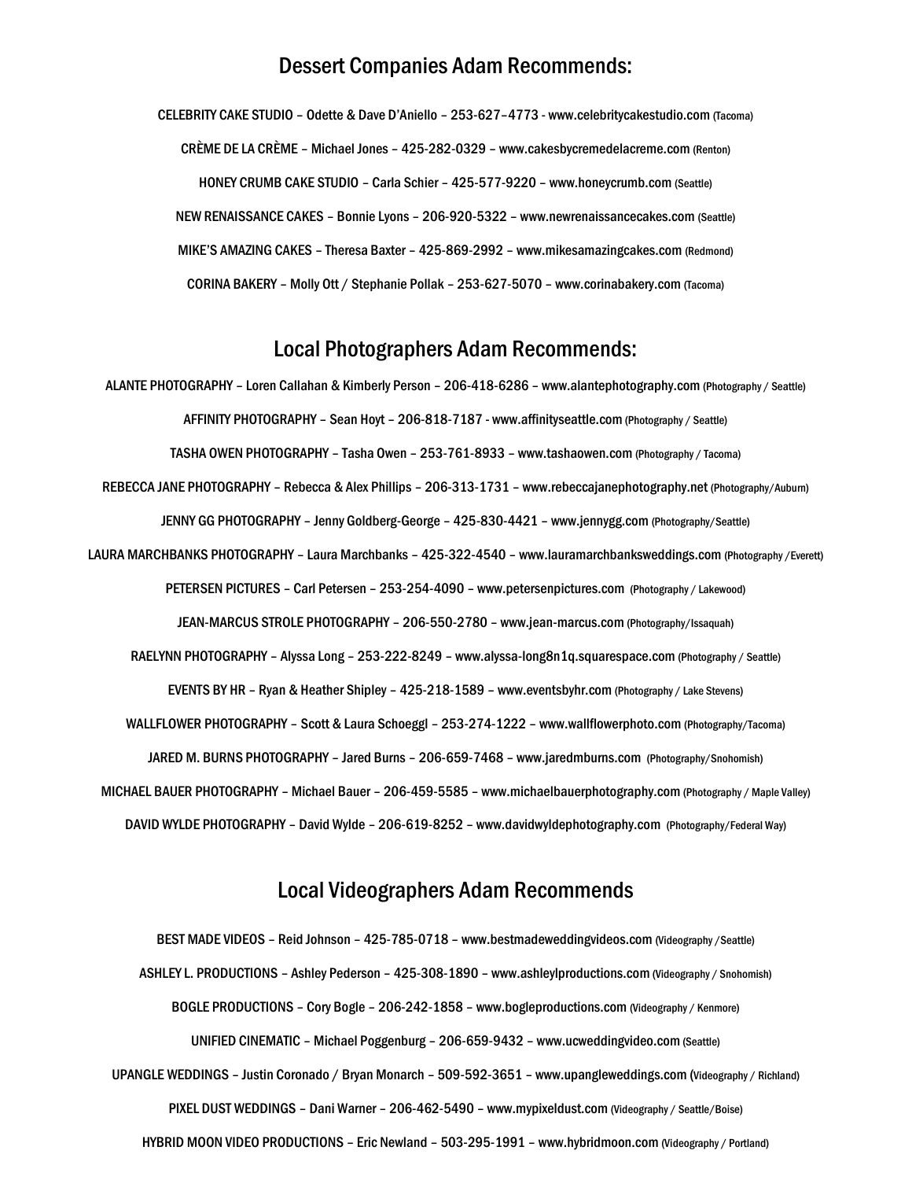## Dessert Companies Adam Recommends:

CELEBRITY CAKE STUDIO – Odette & Dave D'Aniello – 253-627–4773 - www.celebritycakestudio.com (Tacoma)

CRÈME DE LA CRÈME – Michael Jones – 425-282-0329 – www.cakesbycremedelacreme.com (Renton)

HONEY CRUMB CAKE STUDIO – Carla Schier – 425-577-9220 – www.honeycrumb.com (Seattle)

NEW RENAISSANCE CAKES – Bonnie Lyons – 206-920-5322 – www.newrenaissancecakes.com (Seattle)

MIKE'S AMAZING CAKES – Theresa Baxter – 425-869-2992 – www.mikesamazingcakes.com (Redmond)

CORINA BAKERY – Molly Ott / Stephanie Pollak – 253-627-5070 – www.corinabakery.com (Tacoma)

## Local Photographers Adam Recommends:

ALANTE PHOTOGRAPHY – Loren Callahan & Kimberly Person – 206-418-6286 – www.alantephotography.com (Photography / Seattle)

AFFINITY PHOTOGRAPHY – Sean Hoyt – 206-818-7187 - www.affinityseattle.com (Photography / Seattle)

TASHA OWEN PHOTOGRAPHY – Tasha Owen – 253-761-8933 – www.tashaowen.com (Photography / Tacoma)

REBECCA JANE PHOTOGRAPHY – Rebecca & Alex Phillips – 206-313-1731 – www.rebeccajanephotography.net (Photography/Auburn)

JENNY GG PHOTOGRAPHY – Jenny Goldberg-George – 425-830-4421 – www.jennygg.com (Photography/Seattle)

LAURA MARCHBANKS PHOTOGRAPHY – Laura Marchbanks – 425-322-4540 – www.lauramarchbanksweddings.com (Photography /Everett)

PETERSEN PICTURES – Carl Petersen – 253-254-4090 – www.petersenpictures.com (Photography / Lakewood)

JEAN-MARCUS STROLE PHOTOGRAPHY – 206-550-2780 – www.jean-marcus.com (Photography/Issaquah)

RAELYNN PHOTOGRAPHY – Alyssa Long – 253-222-8249 – www.alyssa-long8n1q.squarespace.com (Photography / Seattle)

EVENTS BY HR – Ryan & Heather Shipley – 425-218-1589 – www.eventsbyhr.com (Photography / Lake Stevens)

WALLFLOWER PHOTOGRAPHY – Scott & Laura Schoeggl – 253-274-1222 – www.wallflowerphoto.com (Photography/Tacoma)

JARED M. BURNS PHOTOGRAPHY – Jared Burns – 206-659-7468 – www.jaredmburns.com (Photography/Snohomish)

MICHAEL BAUER PHOTOGRAPHY – Michael Bauer – 206-459-5585 – www.michaelbauerphotography.com (Photography / Maple Valley)

DAVID WYLDE PHOTOGRAPHY – David Wylde – 206-619-8252 – www.davidwyldephotography.com (Photography/Federal Way)

## Local Videographers Adam Recommends

BEST MADE VIDEOS – Reid Johnson – 425-785-0718 – www.bestmadeweddingvideos.com (Videography /Seattle)

ASHLEY L. PRODUCTIONS – Ashley Pederson – 425-308-1890 – www.ashleylproductions.com (Videography / Snohomish)

BOGLE PRODUCTIONS – Cory Bogle – 206-242-1858 – www.bogleproductions.com (Videography / Kenmore)

UNIFIED CINEMATIC – Michael Poggenburg – 206-659-9432 – www.ucweddingvideo.com (Seattle)

UPANGLE WEDDINGS – Justin Coronado / Bryan Monarch – 509-592-3651 – www.upangleweddings.com (Videography / Richland)

PIXEL DUST WEDDINGS – Dani Warner – 206-462-5490 – www.mypixeldust.com (Videography / Seattle/Boise)

HYBRID MOON VIDEO PRODUCTIONS – Eric Newland – 503-295-1991 – www.hybridmoon.com (Videography / Portland)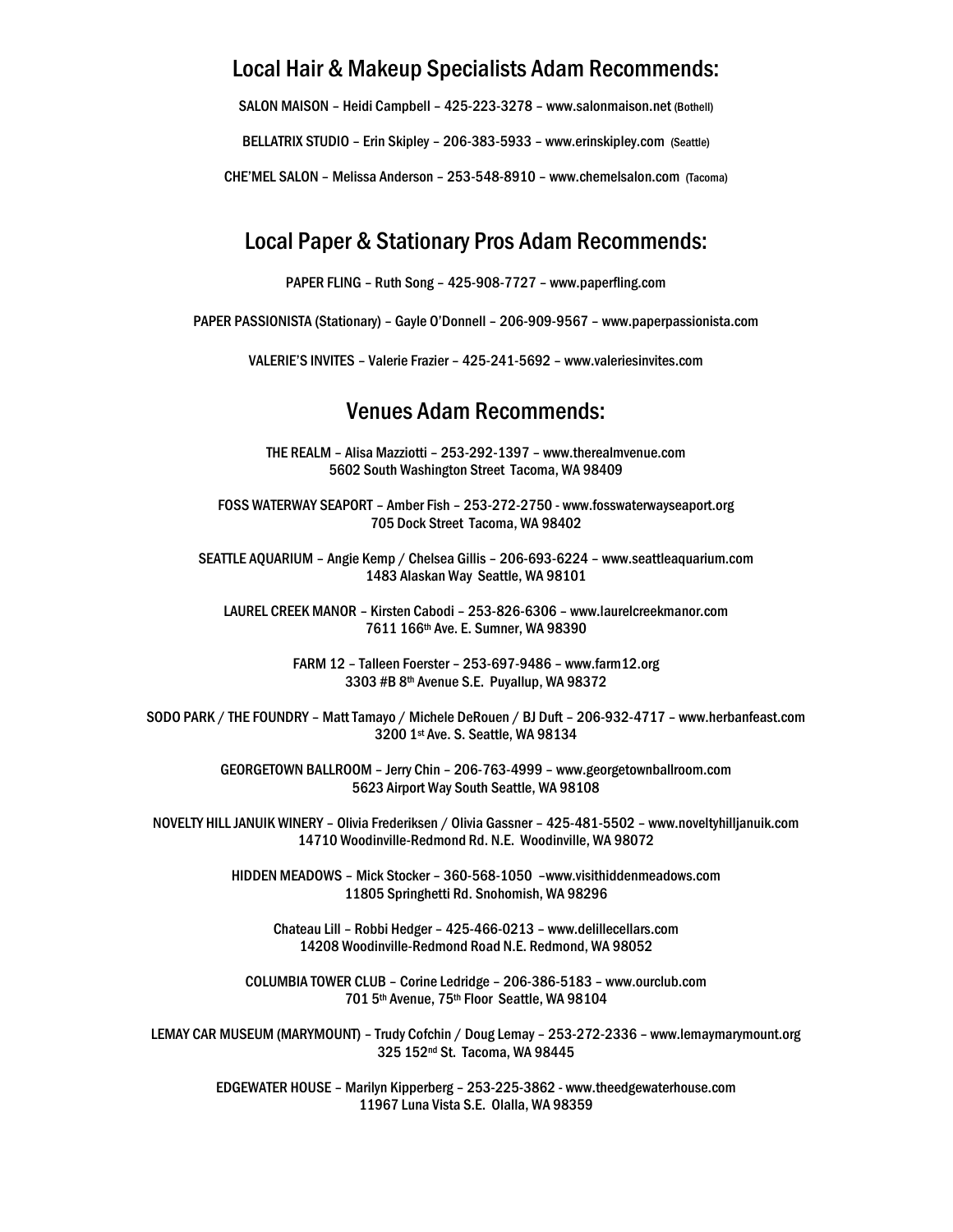## Local Hair & Makeup Specialists Adam Recommends:

SALON MAISON – Heidi Campbell – 425-223-3278 – www.salonmaison.net (Bothell)

BELLATRIX STUDIO – Erin Skipley – 206-383-5933 – www.erinskipley.com (Seattle)

CHE'MEL SALON – Melissa Anderson – 253-548-8910 – www.chemelsalon.com (Tacoma)

## Local Paper & Stationary Pros Adam Recommends:

PAPER FLING – Ruth Song – 425-908-7727 – www.paperfling.com

PAPER PASSIONISTA (Stationary) – Gayle O'Donnell – 206-909-9567 – www.paperpassionista.com

VALERIE'S INVITES – Valerie Frazier – 425-241-5692 – www.valeriesinvites.com

## Venues Adam Recommends:

THE REALM – Alisa Mazziotti – 253-292-1397 – www.therealmvenue.com
5602 South Washington Street Tacoma, WA 98409

FOSS WATERWAY SEAPORT – Amber Fish – 253-272-2750 - www.fosswaterwayseaport.org
705 Dock Street Tacoma, WA 98402

SEATTLE AQUARIUM – Angie Kemp / Chelsea Gillis – 206-693-6224 – www.seattleaquarium.com
1483 Alaskan Way Seattle, WA 98101

LAUREL CREEK MANOR – Kirsten Cabodi – 253-826-6306 – www.laurelcreekmanor.com
7611 166th Ave. E. Sumner, WA 98390

FARM 12 – Talleen Foerster – 253-697-9486 – www.farm12.org
3303 #B 8th Avenue S.E. Puyallup, WA 98372

SODO PARK / THE FOUNDRY – Matt Tamayo / Michele DeRouen / BJ Duft – 206-932-4717 – www.herbanfeast.com
3200 1st Ave. S. Seattle, WA 98134

GEORGETOWN BALLROOM – Jerry Chin – 206-763-4999 – www.georgetownballroom.com
5623 Airport Way South Seattle, WA 98108

NOVELTY HILL JANUIK WINERY – Olivia Frederiksen / Olivia Gassner – 425-481-5502 – www.noveltyhilljanuik.com
14710 Woodinville-Redmond Rd. N.E. Woodinville, WA 98072

HIDDEN MEADOWS – Mick Stocker – 360-568-1050 –www.visithiddenmeadows.com
11805 Springhetti Rd. Snohomish, WA 98296

Chateau Lill – Robbi Hedger – 425-466-0213 – www.delillecellars.com
14208 Woodinville-Redmond Road N.E. Redmond, WA 98052

COLUMBIA TOWER CLUB – Corine Ledridge – 206-386-5183 – www.ourclub.com
701 5th Avenue, 75th Floor Seattle, WA 98104

LEMAY CAR MUSEUM (MARYMOUNT) – Trudy Cofchin / Doug Lemay – 253-272-2336 – www.lemaymarymount.org
325 152nd St. Tacoma, WA 98445

EDGEWATER HOUSE – Marilyn Kipperberg – 253-225-3862 - www.theedgewaterhouse.com
11967 Luna Vista S.E. Olalla, WA 98359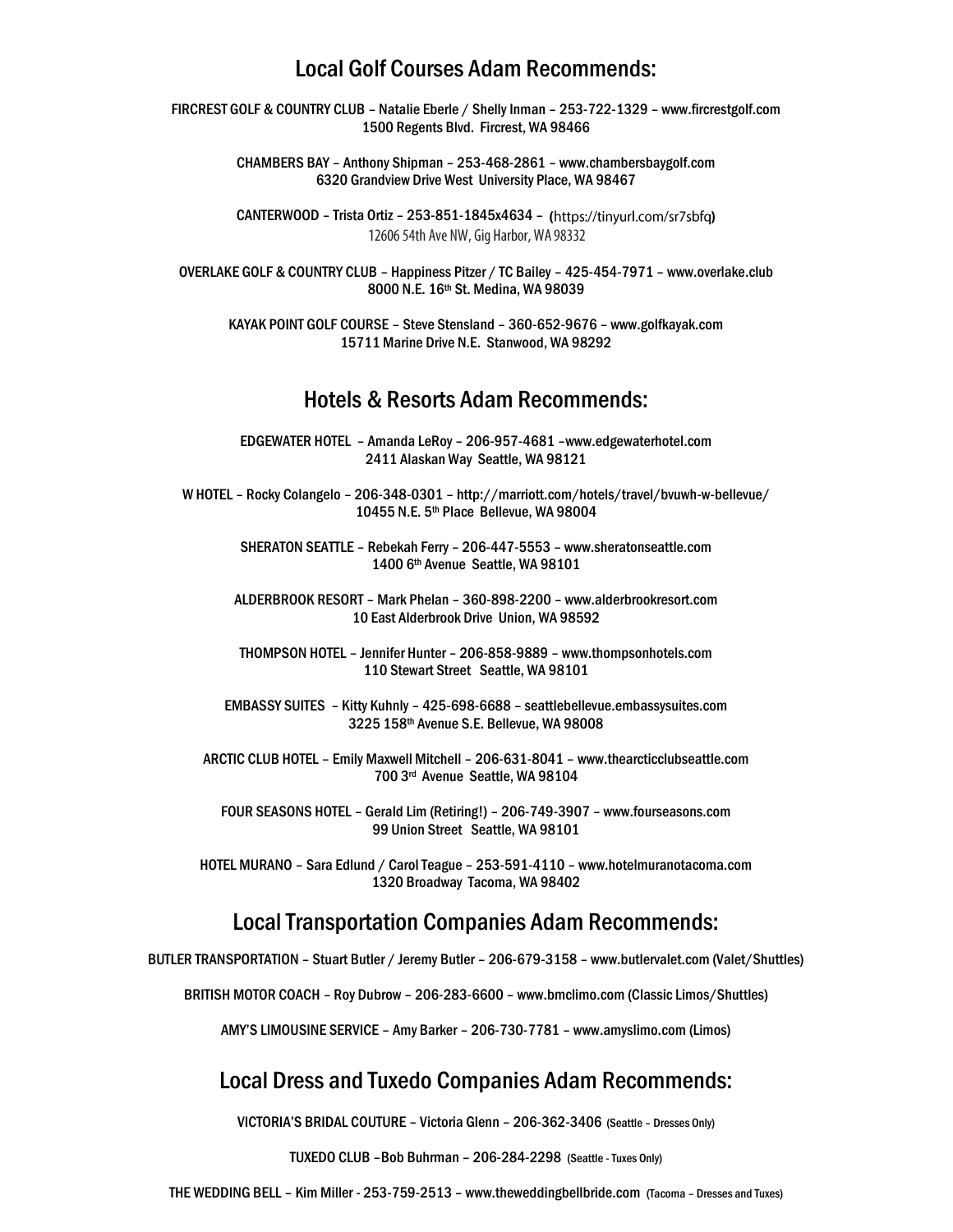## Local Golf Courses Adam Recommends:

FIRCREST GOLF & COUNTRY CLUB – Natalie Eberle / Shelly Inman – 253-722-1329 – www.fircrestgolf.com
1500 Regents Blvd. Fircrest, WA 98466

CHAMBERS BAY – Anthony Shipman – 253-468-2861 – www.chambersbaygolf.com
6320 Grandview Drive West University Place, WA 98467

CANTERWOOD – Trista Ortiz – 253-851-1845x4634 – (https://tinyurl.com/sr7sbfq)
12606 54th Ave NW, Gig Harbor, WA 98332

OVERLAKE GOLF & COUNTRY CLUB – Happiness Pitzer / TC Bailey – 425-454-7971 – www.overlake.club
8000 N.E. 16th St. Medina, WA 98039

KAYAK POINT GOLF COURSE – Steve Stensland – 360-652-9676 – www.golfkayak.com
15711 Marine Drive N.E. Stanwood, WA 98292

## Hotels & Resorts Adam Recommends:

EDGEWATER HOTEL – Amanda LeRoy – 206-957-4681 –www.edgewaterhotel.com
2411 Alaskan Way Seattle, WA 98121

W HOTEL – Rocky Colangelo – 206-348-0301 – http://marriott.com/hotels/travel/bvuwh-w-bellevue/
10455 N.E. 5th Place Bellevue, WA 98004

SHERATON SEATTLE – Rebekah Ferry – 206-447-5553 – www.sheratonseattle.com
1400 6th Avenue Seattle, WA 98101

ALDERBROOK RESORT – Mark Phelan – 360-898-2200 – www.alderbrookresort.com
10 East Alderbrook Drive Union, WA 98592

THOMPSON HOTEL – Jennifer Hunter – 206-858-9889 – www.thompsonhotels.com
110 Stewart Street Seattle, WA 98101

EMBASSY SUITES – Kitty Kuhnly – 425-698-6688 – seattlebellevue.embassysuites.com
3225 158th Avenue S.E. Bellevue, WA 98008

ARCTIC CLUB HOTEL – Emily Maxwell Mitchell – 206-631-8041 – www.thearcticclubseattle.com
700 3rd Avenue Seattle, WA 98104

FOUR SEASONS HOTEL – Gerald Lim (Retiring!) – 206-749-3907 – www.fourseasons.com
99 Union Street Seattle, WA 98101

HOTEL MURANO – Sara Edlund / Carol Teague – 253-591-4110 – www.hotelmuranotacoma.com
1320 Broadway Tacoma, WA 98402

## Local Transportation Companies Adam Recommends:

BUTLER TRANSPORTATION – Stuart Butler / Jeremy Butler – 206-679-3158 – www.butlervalet.com (Valet/Shuttles)

BRITISH MOTOR COACH – Roy Dubrow – 206-283-6600 – www.bmclimo.com (Classic Limos/Shuttles)

AMY'S LIMOUSINE SERVICE – Amy Barker – 206-730-7781 – www.amyslimo.com (Limos)

## Local Dress and Tuxedo Companies Adam Recommends:

VICTORIA'S BRIDAL COUTURE – Victoria Glenn – 206-362-3406 (Seattle – Dresses Only)

TUXEDO CLUB –Bob Buhrman – 206-284-2298 (Seattle - Tuxes Only)

THE WEDDING BELL – Kim Miller - 253-759-2513 – www.theweddingbellbride.com (Tacoma – Dresses and Tuxes)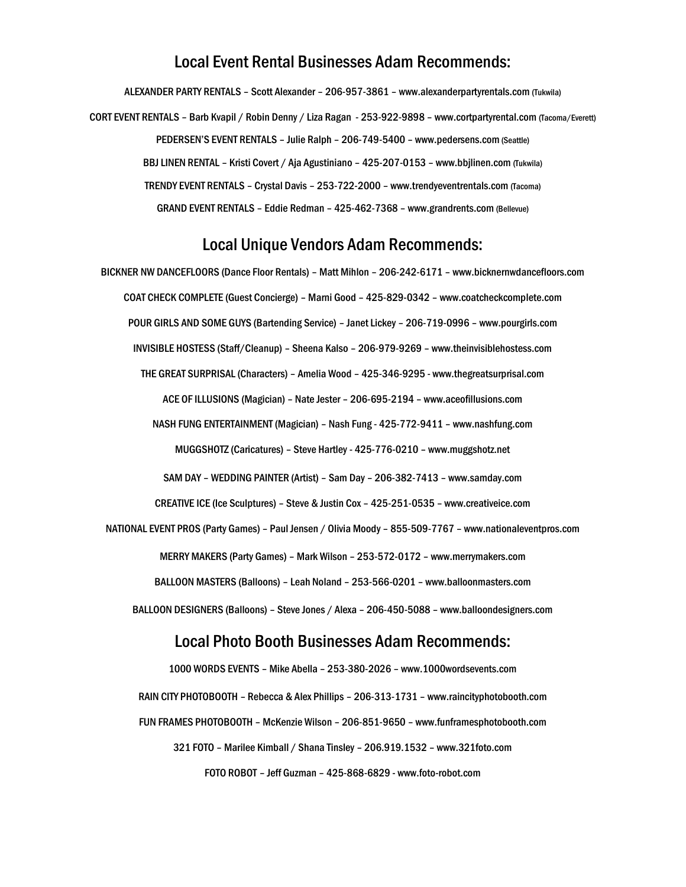## Local Event Rental Businesses Adam Recommends:

ALEXANDER PARTY RENTALS – Scott Alexander – 206-957-3861 – www.alexanderpartyrentals.com (Tukwila)

CORT EVENT RENTALS – Barb Kvapil / Robin Denny / Liza Ragan - 253-922-9898 – www.cortpartyrental.com (Tacoma/Everett)

PEDERSEN'S EVENT RENTALS – Julie Ralph – 206-749-5400 – www.pedersens.com (Seattle)

BBJ LINEN RENTAL – Kristi Covert / Aja Agustiniano – 425-207-0153 – www.bbjlinen.com (Tukwila)

TRENDY EVENT RENTALS – Crystal Davis – 253-722-2000 – www.trendyeventrentals.com (Tacoma)

GRAND EVENT RENTALS – Eddie Redman – 425-462-7368 – www.grandrents.com (Bellevue)

## Local Unique Vendors Adam Recommends:

BICKNER NW DANCEFLOORS (Dance Floor Rentals) – Matt Mihlon – 206-242-6171 – www.bicknernwdancefloors.com

COAT CHECK COMPLETE (Guest Concierge) – Marni Good – 425-829-0342 – www.coatcheckcomplete.com

POUR GIRLS AND SOME GUYS (Bartending Service) – Janet Lickey – 206-719-0996 – www.pourgirls.com

INVISIBLE HOSTESS (Staff/Cleanup) – Sheena Kalso – 206-979-9269 – www.theinvisiblehostess.com

THE GREAT SURPRISAL (Characters) – Amelia Wood – 425-346-9295 - www.thegreatsurprisal.com

ACE OF ILLUSIONS (Magician) – Nate Jester – 206-695-2194 – www.aceofillusions.com

NASH FUNG ENTERTAINMENT (Magician) – Nash Fung - 425-772-9411 – www.nashfung.com

MUGGSHOTZ (Caricatures) – Steve Hartley - 425-776-0210 – www.muggshotz.net

SAM DAY – WEDDING PAINTER (Artist) – Sam Day – 206-382-7413 – www.samday.com

CREATIVE ICE (Ice Sculptures) – Steve & Justin Cox – 425-251-0535 – www.creativeice.com

NATIONAL EVENT PROS (Party Games) – Paul Jensen / Olivia Moody – 855-509-7767 – www.nationaleventpros.com

MERRY MAKERS (Party Games) – Mark Wilson – 253-572-0172 – www.merrymakers.com

BALLOON MASTERS (Balloons) – Leah Noland – 253-566-0201 – www.balloonmasters.com

BALLOON DESIGNERS (Balloons) – Steve Jones / Alexa – 206-450-5088 – www.balloondesigners.com

## Local Photo Booth Businesses Adam Recommends:

1000 WORDS EVENTS – Mike Abella – 253-380-2026 – www.1000wordsevents.com

RAIN CITY PHOTOBOOTH – Rebecca & Alex Phillips – 206-313-1731 – www.raincityphotobooth.com

FUN FRAMES PHOTOBOOTH – McKenzie Wilson – 206-851-9650 – www.funframesphotobooth.com

321 FOTO – Marilee Kimball / Shana Tinsley – 206.919.1532 – www.321foto.com

FOTO ROBOT – Jeff Guzman – 425-868-6829 - www.foto-robot.com